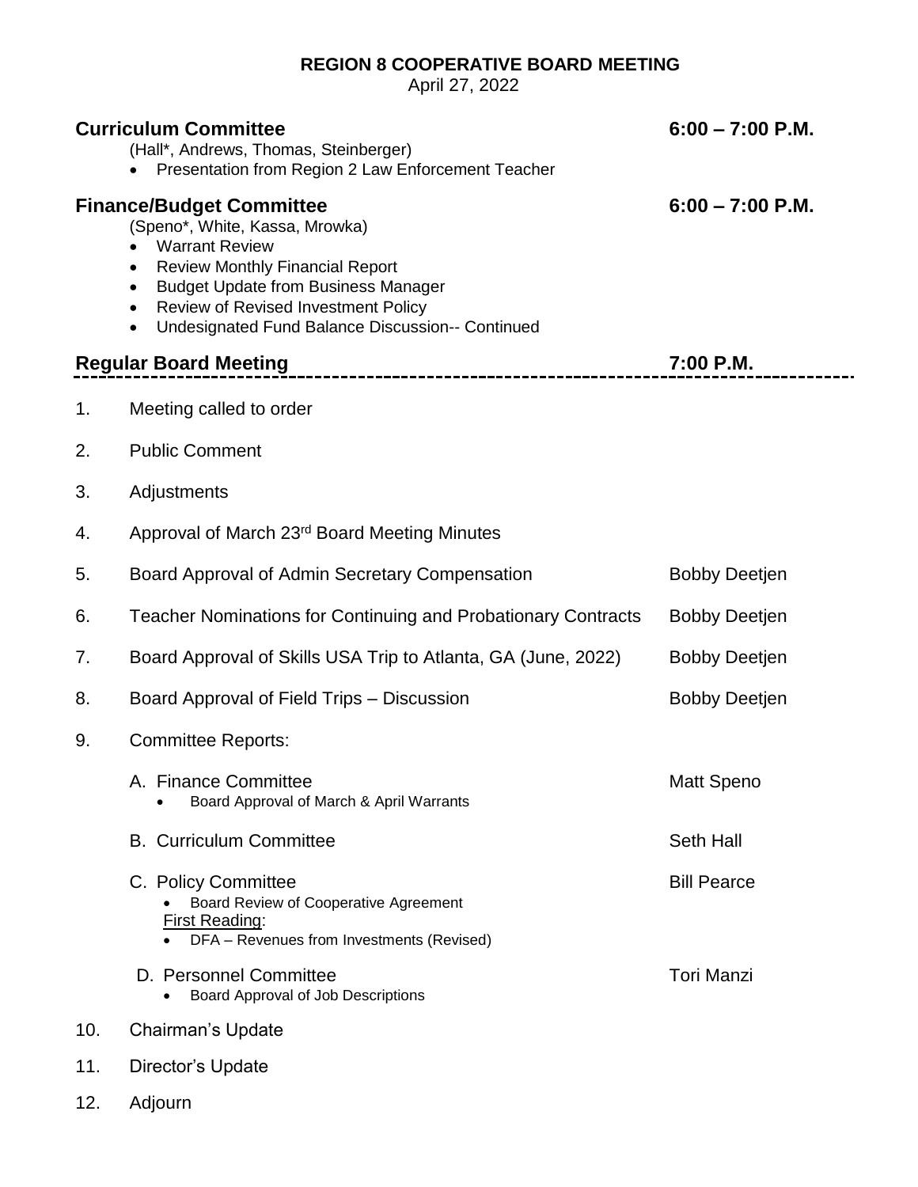# REGION 8 COOPERATIVE BOARD MEETING

April 27, 2022

**Curriculum Committee** **6:00 – 7:00 P.M.**

(Hall*, Andrews, Thomas, Steinberger)

- Presentation from Region 2 Law Enforcement Teacher

**Finance/Budget Committee** **6:00 – 7:00 P.M.**

(Speno*, White, Kassa, Mrowka)

- Warrant Review
- Review Monthly Financial Report
- Budget Update from Business Manager
- Review of Revised Investment Policy
- Undesignated Fund Balance Discussion-- Continued

**Regular Board Meeting** **7:00 P.M.**

---

1. Meeting called to order
2. Public Comment
3. Adjustments
4. Approval of March 23rd Board Meeting Minutes
5. Board Approval of Admin Secretary Compensation — Bobby Deetjen
6. Teacher Nominations for Continuing and Probationary Contracts — Bobby Deetjen
7. Board Approval of Skills USA Trip to Atlanta, GA (June, 2022) — Bobby Deetjen
8. Board Approval of Field Trips – Discussion — Bobby Deetjen
9. Committee Reports:

   A. Finance Committee — Matt Speno
      - Board Approval of March & April Warrants

   B. Curriculum Committee — Seth Hall

   C. Policy Committee — Bill Pearce
      - Board Review of Cooperative Agreement

      First Reading:
      - DFA – Revenues from Investments (Revised)

   D. Personnel Committee — Tori Manzi
      - Board Approval of Job Descriptions

10. Chairman's Update
11. Director's Update
12. Adjourn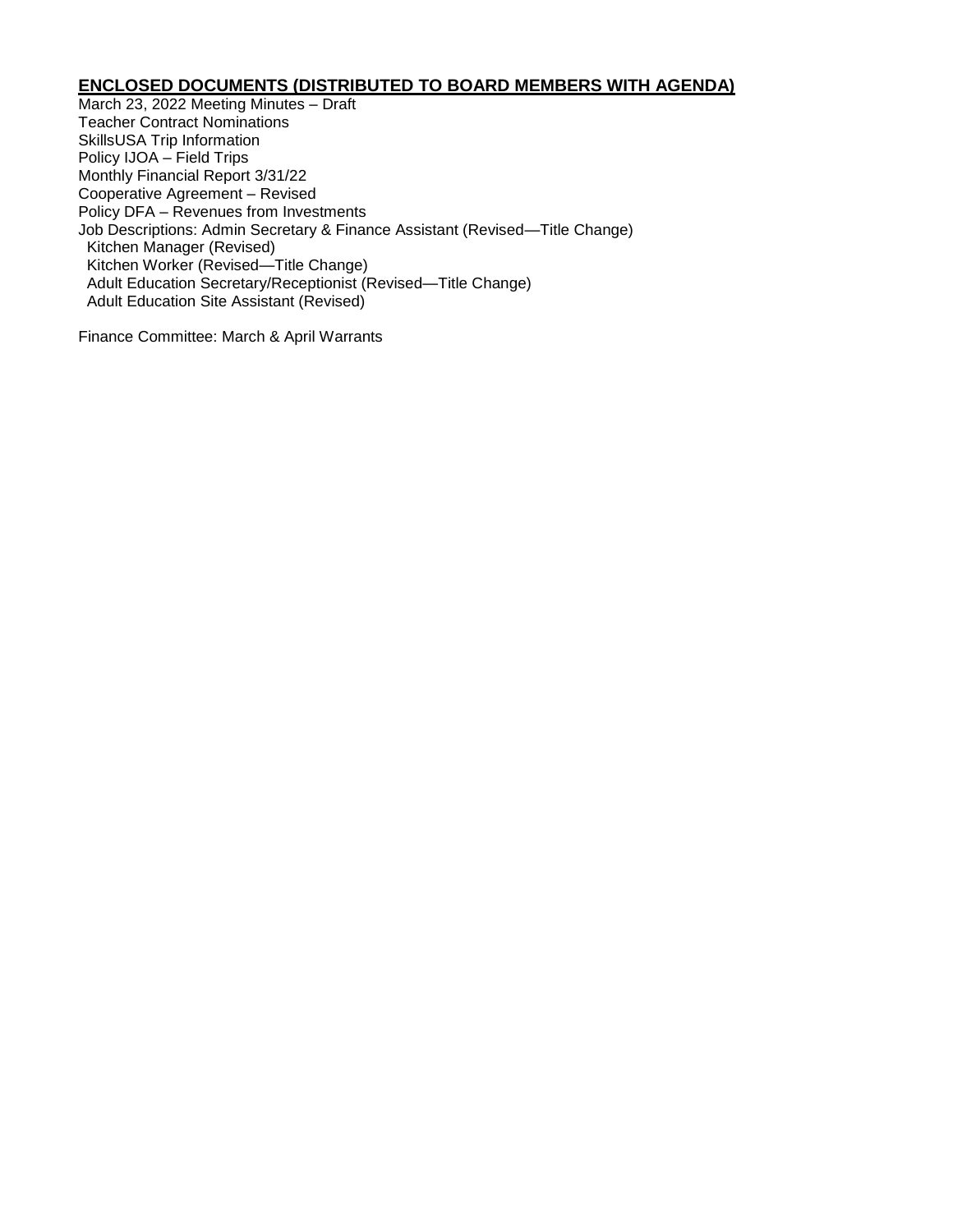**ENCLOSED DOCUMENTS (DISTRIBUTED TO BOARD MEMBERS WITH AGENDA)**

March 23, 2022 Meeting Minutes – Draft
Teacher Contract Nominations
SkillsUSA Trip Information
Policy IJOA – Field Trips
Monthly Financial Report 3/31/22
Cooperative Agreement – Revised
Policy DFA – Revenues from Investments
Job Descriptions: Admin Secretary & Finance Assistant (Revised—Title Change)
  Kitchen Manager (Revised)
  Kitchen Worker (Revised—Title Change)
  Adult Education Secretary/Receptionist (Revised—Title Change)
  Adult Education Site Assistant (Revised)

Finance Committee: March & April Warrants